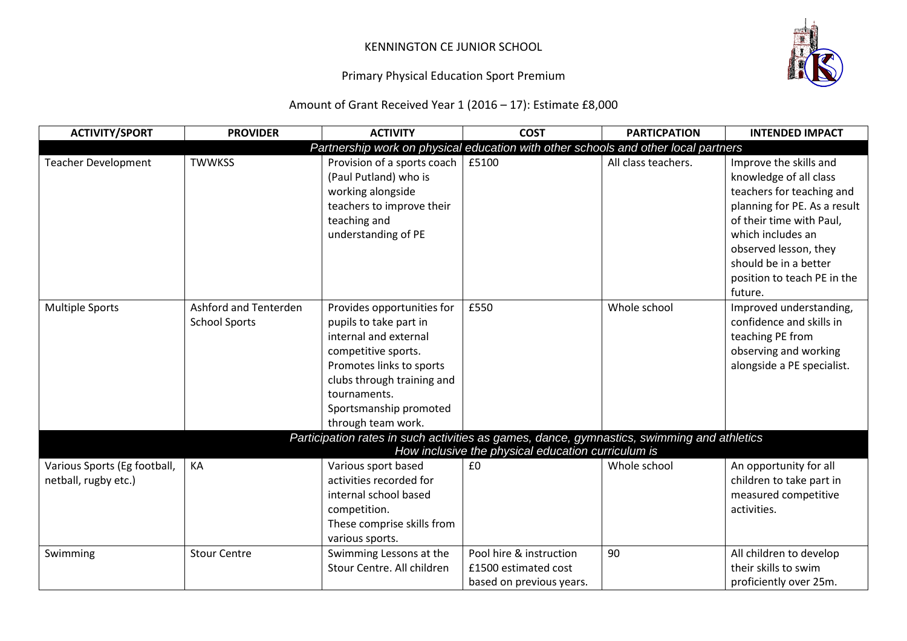# KENNINGTON CE JUNIOR SCHOOL

## Primary Physical Education Sport Premium

### Amount of Grant Received Year 1 (2016 – 17): Estimate £8,000

| ACTIVITY/SPORT | PROVIDER | ACTIVITY | COST | PARTICPATION | INTENDED IMPACT |
|---|---|---|---|---|---|
| *Partnership work on physical education with other schools and other local partners* | | | | | |
| Teacher Development | TWWKSS | Provision of a sports coach (Paul Putland) who is working alongside teachers to improve their teaching and understanding of PE | £5100 | All class teachers. | Improve the skills and knowledge of all class teachers for teaching and planning for PE. As a result of their time with Paul, which includes an observed lesson, they should be in a better position to teach PE in the future. |
| Multiple Sports | Ashford and Tenterden School Sports | Provides opportunities for pupils to take part in internal and external competitive sports. Promotes links to sports clubs through training and tournaments. Sportsmanship promoted through team work. | £550 | Whole school | Improved understanding, confidence and skills in teaching PE from observing and working alongside a PE specialist. |
| *Participation rates in such activities as games, dance, gymnastics, swimming and athletics* *How inclusive the physical education curriculum is* | | | | | |
| Various Sports (Eg football, netball, rugby etc.) | KA | Various sport based activities recorded for internal school based competition. These comprise skills from various sports. | £0 | Whole school | An opportunity for all children to take part in measured competitive activities. |
| Swimming | Stour Centre | Swimming Lessons at the Stour Centre. All children | Pool hire & instruction £1500 estimated cost based on previous years. | 90 | All children to develop their skills to swim proficiently over 25m. |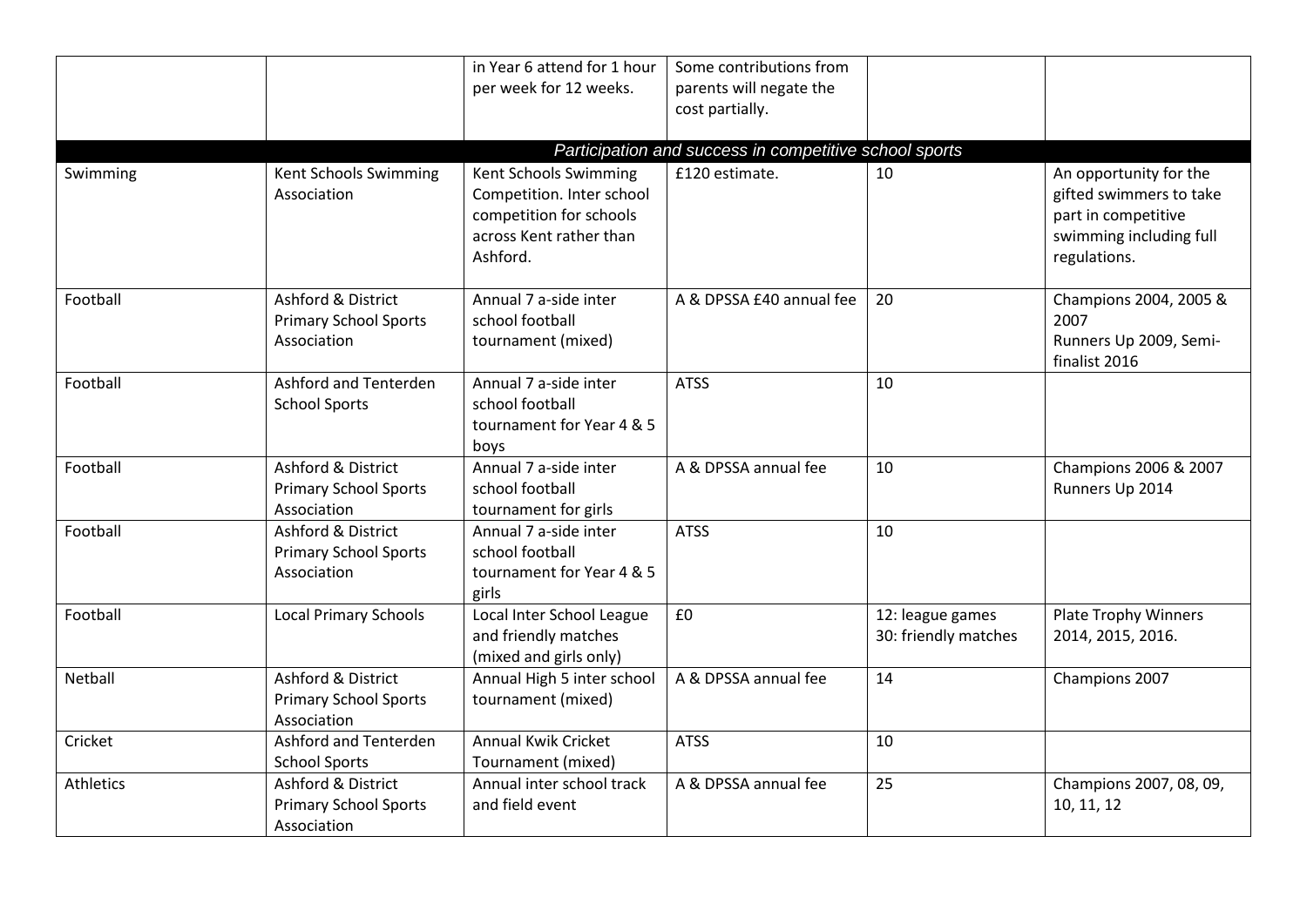| | | | | | |
|---|---|---|---|---|---|
| | | in Year 6 attend for 1 hour per week for 12 weeks. | Some contributions from parents will negate the cost partially. | | |
| *Participation and success in competitive school sports* | | | | | |
| Swimming | Kent Schools Swimming Association | Kent Schools Swimming Competition. Inter school competition for schools across Kent rather than Ashford. | £120 estimate. | 10 | An opportunity for the gifted swimmers to take part in competitive swimming including full regulations. |
| Football | Ashford & District Primary School Sports Association | Annual 7 a-side inter school football tournament (mixed) | A & DPSSA £40 annual fee | 20 | Champions 2004, 2005 & 2007<br>Runners Up 2009, Semi-finalist 2016 |
| Football | Ashford and Tenterden School Sports | Annual 7 a-side inter school football tournament for Year 4 & 5 boys | ATSS | 10 | |
| Football | Ashford & District Primary School Sports Association | Annual 7 a-side inter school football tournament for girls | A & DPSSA annual fee | 10 | Champions 2006 & 2007<br>Runners Up 2014 |
| Football | Ashford & District Primary School Sports Association | Annual 7 a-side inter school football tournament for Year 4 & 5 girls | ATSS | 10 | |
| Football | Local Primary Schools | Local Inter School League and friendly matches (mixed and girls only) | £0 | 12: league games<br>30: friendly matches | Plate Trophy Winners 2014, 2015, 2016. |
| Netball | Ashford & District Primary School Sports Association | Annual High 5 inter school tournament (mixed) | A & DPSSA annual fee | 14 | Champions 2007 |
| Cricket | Ashford and Tenterden School Sports | Annual Kwik Cricket Tournament (mixed) | ATSS | 10 | |
| Athletics | Ashford & District Primary School Sports Association | Annual inter school track and field event | A & DPSSA annual fee | 25 | Champions 2007, 08, 09, 10, 11, 12 |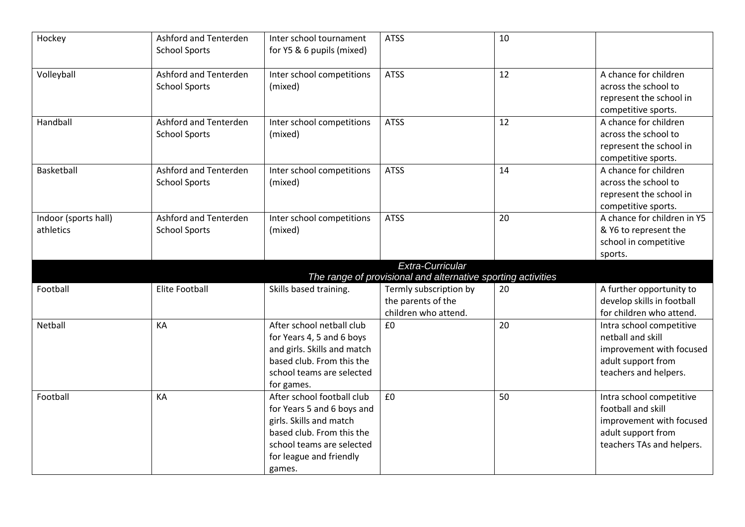| | | | | | |
|---|---|---|---|---|---|
| Hockey | Ashford and Tenterden School Sports | Inter school tournament for Y5 & 6 pupils (mixed) | ATSS | 10 | |
| Volleyball | Ashford and Tenterden School Sports | Inter school competitions (mixed) | ATSS | 12 | A chance for children across the school to represent the school in competitive sports. |
| Handball | Ashford and Tenterden School Sports | Inter school competitions (mixed) | ATSS | 12 | A chance for children across the school to represent the school in competitive sports. |
| Basketball | Ashford and Tenterden School Sports | Inter school competitions (mixed) | ATSS | 14 | A chance for children across the school to represent the school in competitive sports. |
| Indoor (sports hall) athletics | Ashford and Tenterden School Sports | Inter school competitions (mixed) | ATSS | 20 | A chance for children in Y5 & Y6 to represent the school in competitive sports. |
| *Extra-Curricular* *The range of provisional and alternative sporting activities* | | | | | |
| Football | Elite Football | Skills based training. | Termly subscription by the parents of the children who attend. | 20 | A further opportunity to develop skills in football for children who attend. |
| Netball | KA | After school netball club for Years 4, 5 and 6 boys and girls. Skills and match based club. From this the school teams are selected for games. | £0 | 20 | Intra school competitive netball and skill improvement with focused adult support from teachers and helpers. |
| Football | KA | After school football club for Years 5 and 6 boys and girls. Skills and match based club. From this the school teams are selected for league and friendly games. | £0 | 50 | Intra school competitive football and skill improvement with focused adult support from teachers TAs and helpers. |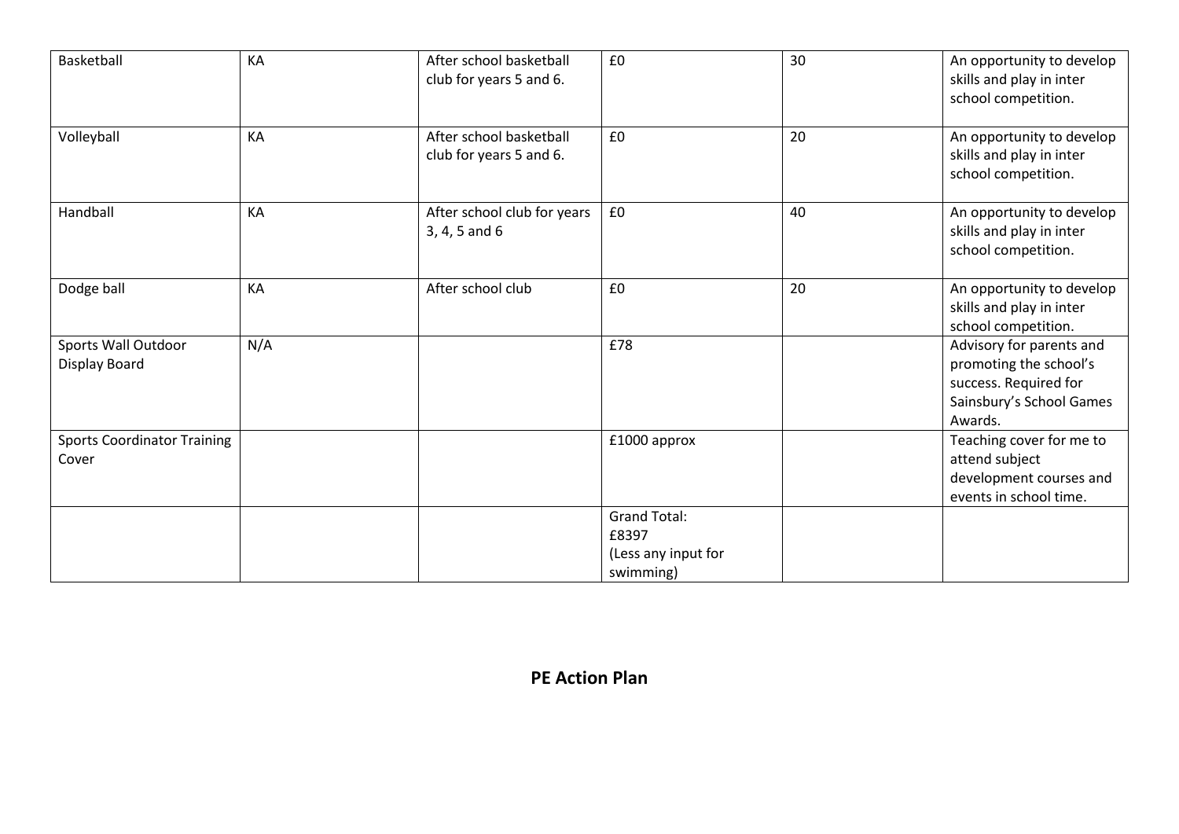| Basketball | KA | After school basketball club for years 5 and 6. | £0 | 30 | An opportunity to develop skills and play in inter school competition. |
|---|---|---|---|---|---|
| Volleyball | KA | After school basketball club for years 5 and 6. | £0 | 20 | An opportunity to develop skills and play in inter school competition. |
| Handball | KA | After school club for years 3, 4, 5 and 6 | £0 | 40 | An opportunity to develop skills and play in inter school competition. |
| Dodge ball | KA | After school club | £0 | 20 | An opportunity to develop skills and play in inter school competition. |
| Sports Wall Outdoor Display Board | N/A | | £78 | | Advisory for parents and promoting the school's success. Required for Sainsbury's School Games Awards. |
| Sports Coordinator Training Cover | | | £1000 approx | | Teaching cover for me to attend subject development courses and events in school time. |
| | | | Grand Total: £8397 (Less any input for swimming) | | |

## PE Action Plan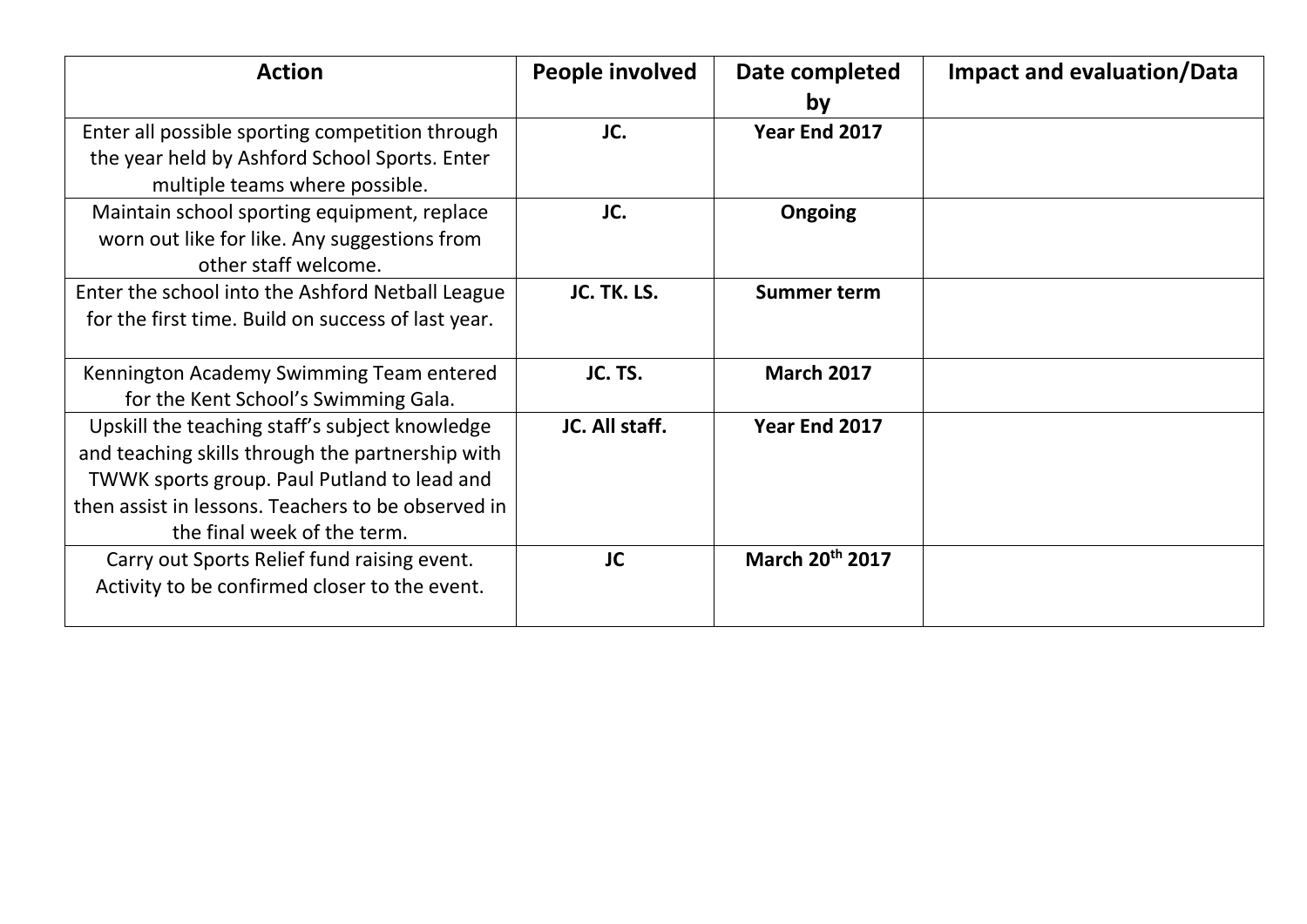| Action | People involved | Date completed by | Impact and evaluation/Data |
|---|---|---|---|
| Enter all possible sporting competition through the year held by Ashford School Sports. Enter multiple teams where possible. | **JC.** | **Year End 2017** | |
| Maintain school sporting equipment, replace worn out like for like. Any suggestions from other staff welcome. | **JC.** | **Ongoing** | |
| Enter the school into the Ashford Netball League for the first time. Build on success of last year. | **JC. TK. LS.** | **Summer term** | |
| Kennington Academy Swimming Team entered for the Kent School's Swimming Gala. | **JC. TS.** | **March 2017** | |
| Upskill the teaching staff's subject knowledge and teaching skills through the partnership with TWWK sports group. Paul Putland to lead and then assist in lessons. Teachers to be observed in the final week of the term. | **JC. All staff.** | **Year End 2017** | |
| Carry out Sports Relief fund raising event. Activity to be confirmed closer to the event. | **JC** | **March 20th 2017** | |